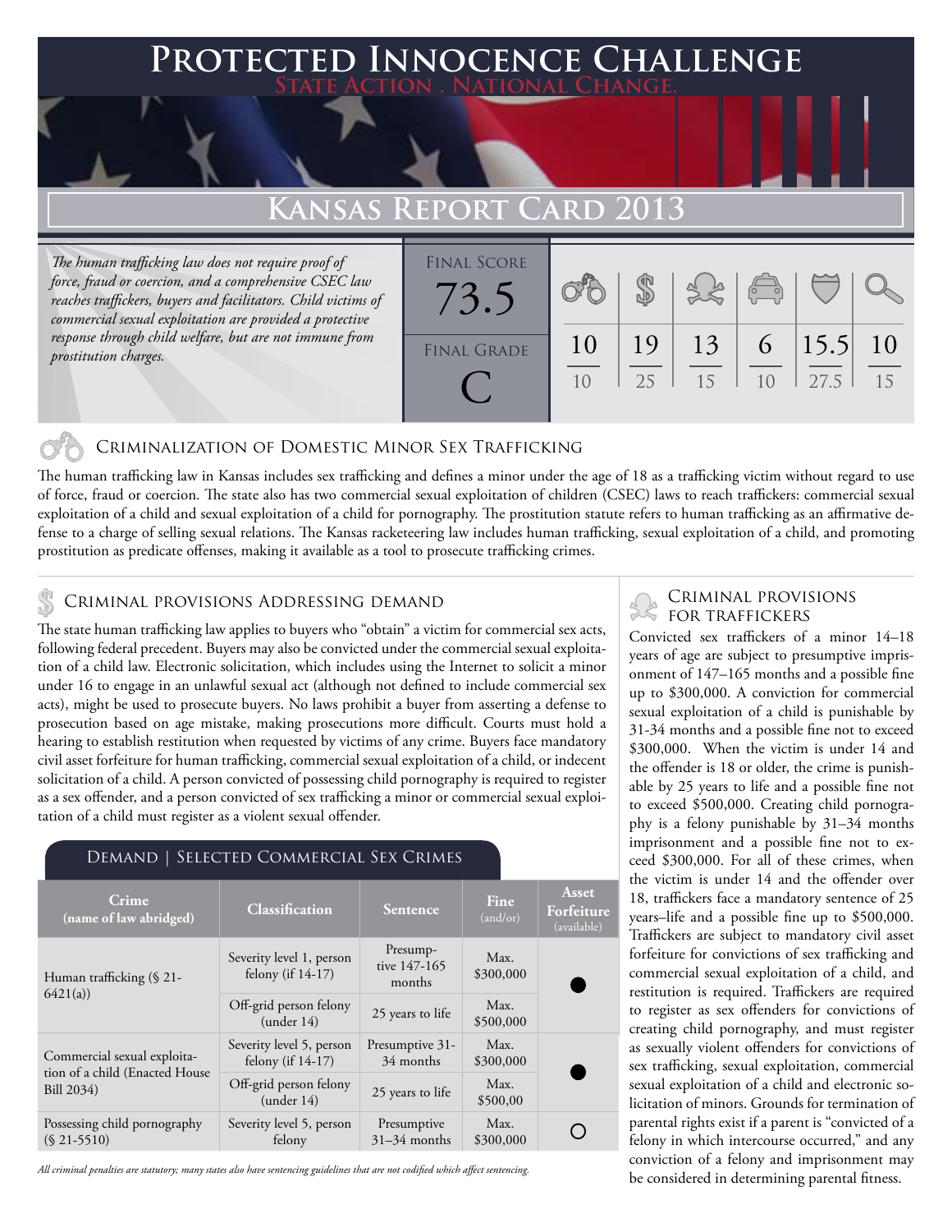# Protected Innocence Challenge

State Action . National Change.

## Kansas Report Card 2013

*The human trafficking law does not require proof of force, fraud or coercion, and a comprehensive CSEC law reaches traffickers, buyers and facilitators. Child victims of commercial sexual exploitation are provided a protective response through child welfare, but are not immune from prostitution charges.*

| Final Score | | | | | | |
|---|---|---|---|---|---|---|
| 73.5 | 10/10 | 19/25 | 13/15 | 6/10 | 15.5/27.5 | 10/15 |
| **Final Grade** | | | | | | |
| C | | | | | | |

### Criminalization of Domestic Minor Sex Trafficking

The human trafficking law in Kansas includes sex trafficking and defines a minor under the age of 18 as a trafficking victim without regard to use of force, fraud or coercion. The state also has two commercial sexual exploitation of children (CSEC) laws to reach traffickers: commercial sexual exploitation of a child and sexual exploitation of a child for pornography. The prostitution statute refers to human trafficking as an affirmative defense to a charge of selling sexual relations. The Kansas racketeering law includes human trafficking, sexual exploitation of a child, and promoting prostitution as predicate offenses, making it available as a tool to prosecute trafficking crimes.

### Criminal provisions Addressing demand

The state human trafficking law applies to buyers who "obtain" a victim for commercial sex acts, following federal precedent. Buyers may also be convicted under the commercial sexual exploitation of a child law. Electronic solicitation, which includes using the Internet to solicit a minor under 16 to engage in an unlawful sexual act (although not defined to include commercial sex acts), might be used to prosecute buyers. No laws prohibit a buyer from asserting a defense to prosecution based on age mistake, making prosecutions more difficult. Courts must hold a hearing to establish restitution when requested by victims of any crime. Buyers face mandatory civil asset forfeiture for human trafficking, commercial sexual exploitation of a child, or indecent solicitation of a child. A person convicted of possessing child pornography is required to register as a sex offender, and a person convicted of sex trafficking a minor or commercial sexual exploitation of a child must register as a violent sexual offender.

#### Demand | Selected Commercial Sex Crimes

| Crime (name of law abridged) | Classification | Sentence | Fine (and/or) | Asset Forfeiture (available) |
|---|---|---|---|---|
| Human trafficking (§ 21-6421(a)) | Severity level 1, person felony (if 14-17) | Presumptive 147-165 months | Max. $300,000 | ● |
| | Off-grid person felony (under 14) | 25 years to life | Max. $500,000 | |
| Commercial sexual exploitation of a child (Enacted House Bill 2034) | Severity level 5, person felony (if 14-17) | Presumptive 31-34 months | Max. $300,000 | ● |
| | Off-grid person felony (under 14) | 25 years to life | Max. $500,00 | |
| Possessing child pornography (§ 21-5510) | Severity level 5, person felony | Presumptive 31–34 months | Max. $300,000 | ○ |

*All criminal penalties are statutory; many states also have sentencing guidelines that are not codified which affect sentencing.*

### Criminal provisions for traffickers

Convicted sex traffickers of a minor 14–18 years of age are subject to presumptive imprisonment of 147–165 months and a possible fine up to $300,000. A conviction for commercial sexual exploitation of a child is punishable by 31-34 months and a possible fine not to exceed $300,000. When the victim is under 14 and the offender is 18 or older, the crime is punishable by 25 years to life and a possible fine not to exceed $500,000. Creating child pornography is a felony punishable by 31–34 months imprisonment and a possible fine not to exceed $300,000. For all of these crimes, when the victim is under 14 and the offender over 18, traffickers face a mandatory sentence of 25 years–life and a possible fine up to $500,000. Traffickers are subject to mandatory civil asset forfeiture for convictions of sex trafficking and commercial sexual exploitation of a child, and restitution is required. Traffickers are required to register as sex offenders for convictions of creating child pornography, and must register as sexually violent offenders for convictions of sex trafficking, sexual exploitation, commercial sexual exploitation of a child and electronic solicitation of minors. Grounds for termination of parental rights exist if a parent is "convicted of a felony in which intercourse occurred," and any conviction of a felony and imprisonment may be considered in determining parental fitness.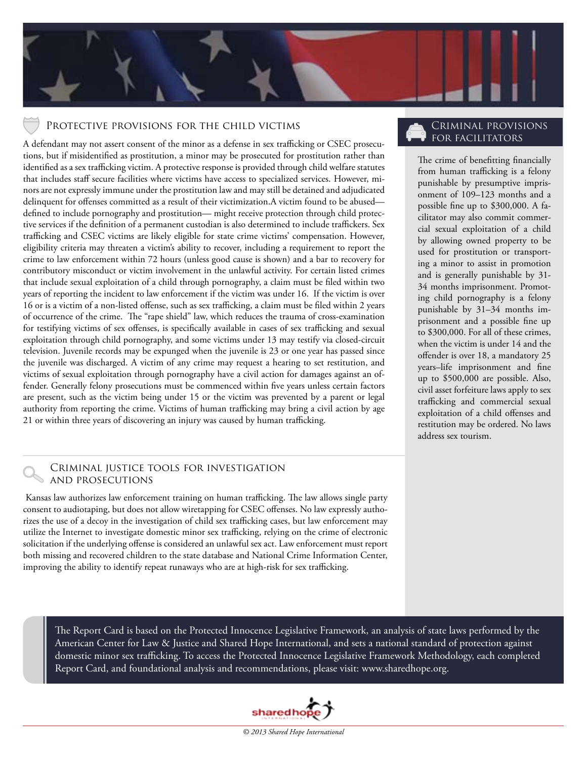## Protective provisions for the child victims

A defendant may not assert consent of the minor as a defense in sex trafficking or CSEC prosecutions, but if misidentified as prostitution, a minor may be prosecuted for prostitution rather than identified as a sex trafficking victim. A protective response is provided through child welfare statutes that includes staff secure facilities where victims have access to specialized services. However, minors are not expressly immune under the prostitution law and may still be detained and adjudicated delinquent for offenses committed as a result of their victimization.A victim found to be abused—defined to include pornography and prostitution— might receive protection through child protective services if the definition of a permanent custodian is also determined to include traffickers. Sex trafficking and CSEC victims are likely eligible for state crime victims' compensation. However, eligibility criteria may threaten a victim's ability to recover, including a requirement to report the crime to law enforcement within 72 hours (unless good cause is shown) and a bar to recovery for contributory misconduct or victim involvement in the unlawful activity. For certain listed crimes that include sexual exploitation of a child through pornography, a claim must be filed within two years of reporting the incident to law enforcement if the victim was under 16. If the victim is over 16 or is a victim of a non-listed offense, such as sex trafficking, a claim must be filed within 2 years of occurrence of the crime. The "rape shield" law, which reduces the trauma of cross-examination for testifying victims of sex offenses, is specifically available in cases of sex trafficking and sexual exploitation through child pornography, and some victims under 13 may testify via closed-circuit television. Juvenile records may be expunged when the juvenile is 23 or one year has passed since the juvenile was discharged. A victim of any crime may request a hearing to set restitution, and victims of sexual exploitation through pornography have a civil action for damages against an offender. Generally felony prosecutions must be commenced within five years unless certain factors are present, such as the victim being under 15 or the victim was prevented by a parent or legal authority from reporting the crime. Victims of human trafficking may bring a civil action by age 21 or within three years of discovering an injury was caused by human trafficking.

## Criminal justice tools for investigation and prosecutions

Kansas law authorizes law enforcement training on human trafficking. The law allows single party consent to audiotaping, but does not allow wiretapping for CSEC offenses. No law expressly authorizes the use of a decoy in the investigation of child sex trafficking cases, but law enforcement may utilize the Internet to investigate domestic minor sex trafficking, relying on the crime of electronic solicitation if the underlying offense is considered an unlawful sex act. Law enforcement must report both missing and recovered children to the state database and National Crime Information Center, improving the ability to identify repeat runaways who are at high-risk for sex trafficking.

## Criminal provisions for facilitators

The crime of benefitting financially from human trafficking is a felony punishable by presumptive imprisonment of 109–123 months and a possible fine up to $300,000. A facilitator may also commit commercial sexual exploitation of a child by allowing owned property to be used for prostitution or transporting a minor to assist in promotion and is generally punishable by 31-34 months imprisonment. Promoting child pornography is a felony punishable by 31–34 months imprisonment and a possible fine up to $300,000. For all of these crimes, when the victim is under 14 and the offender is over 18, a mandatory 25 years–life imprisonment and fine up to $500,000 are possible. Also, civil asset forfeiture laws apply to sex trafficking and commercial sexual exploitation of a child offenses and restitution may be ordered. No laws address sex tourism.

The Report Card is based on the Protected Innocence Legislative Framework, an analysis of state laws performed by the American Center for Law & Justice and Shared Hope International, and sets a national standard of protection against domestic minor sex trafficking. To access the Protected Innocence Legislative Framework Methodology, each completed Report Card, and foundational analysis and recommendations, please visit: www.sharedhope.org.

shared hope INTERNATIONAL

*© 2013 Shared Hope International*